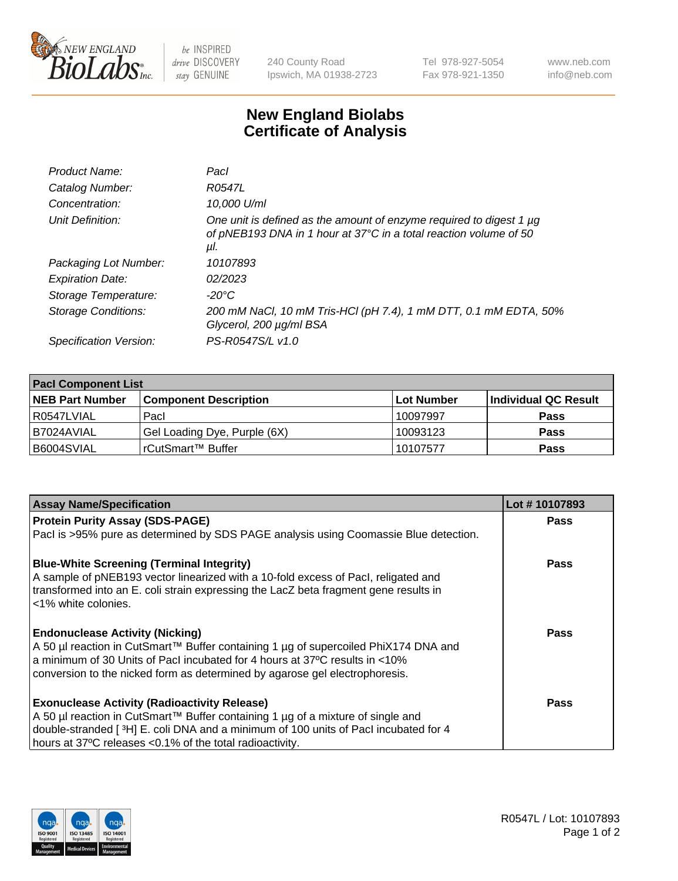# New England Biolabs
# Certificate of Analysis

| | |
|---|---|
| *Product Name:* | *PacI* |
| *Catalog Number:* | *R0547L* |
| *Concentration:* | *10,000 U/ml* |
| *Unit Definition:* | *One unit is defined as the amount of enzyme required to digest 1 µg of pNEB193 DNA in 1 hour at 37°C in a total reaction volume of 50 µl.* |
| *Packaging Lot Number:* | *10107893* |
| *Expiration Date:* | *02/2023* |
| *Storage Temperature:* | *-20°C* |
| *Storage Conditions:* | *200 mM NaCl, 10 mM Tris-HCl (pH 7.4), 1 mM DTT, 0.1 mM EDTA, 50% Glycerol, 200 µg/ml BSA* |
| *Specification Version:* | *PS-R0547S/L v1.0* |

| **PacI Component List** | | | |
|---|---|---|---|
| **NEB Part Number** | **Component Description** | **Lot Number** | **Individual QC Result** |
| R0547LVIAL | PacI | 10097997 | **Pass** |
| B7024AVIAL | Gel Loading Dye, Purple (6X) | 10093123 | **Pass** |
| B6004SVIAL | rCutSmart™ Buffer | 10107577 | **Pass** |

| **Assay Name/Specification** | **Lot # 10107893** |
|---|---|
| **Protein Purity Assay (SDS-PAGE)**<br>PacI is >95% pure as determined by SDS PAGE analysis using Coomassie Blue detection. | **Pass** |
| **Blue-White Screening (Terminal Integrity)**<br>A sample of pNEB193 vector linearized with a 10-fold excess of PacI, religated and transformed into an E. coli strain expressing the LacZ beta fragment gene results in <1% white colonies. | **Pass** |
| **Endonuclease Activity (Nicking)**<br>A 50 µl reaction in CutSmart™ Buffer containing 1 µg of supercoiled PhiX174 DNA and a minimum of 30 Units of PacI incubated for 4 hours at 37ºC results in <10% conversion to the nicked form as determined by agarose gel electrophoresis. | **Pass** |
| **Exonuclease Activity (Radioactivity Release)**<br>A 50 µl reaction in CutSmart™ Buffer containing 1 µg of a mixture of single and double-stranded [ $^3$H] E. coli DNA and a minimum of 100 units of PacI incubated for 4 hours at 37ºC releases <0.1% of the total radioactivity. | **Pass** |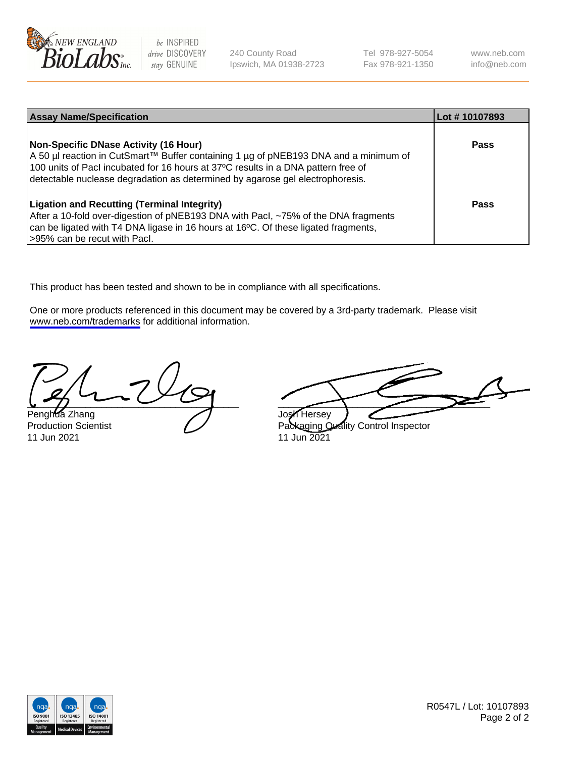NEW ENGLAND BioLabs Inc. — be INSPIRED drive DISCOVERY stay GENUINE

240 County Road
Ipswich, MA 01938-2723

Tel 978-927-5054
Fax 978-921-1350

www.neb.com
info@neb.com

| Assay Name/Specification | Lot # 10107893 |
|---|---|
| **Non-Specific DNase Activity (16 Hour)**<br>A 50 µl reaction in CutSmart™ Buffer containing 1 µg of pNEB193 DNA and a minimum of 100 units of PacI incubated for 16 hours at 37ºC results in a DNA pattern free of detectable nuclease degradation as determined by agarose gel electrophoresis. | **Pass** |
| **Ligation and Recutting (Terminal Integrity)**<br>After a 10-fold over-digestion of pNEB193 DNA with PacI, ~75% of the DNA fragments can be ligated with T4 DNA ligase in 16 hours at 16ºC. Of these ligated fragments, >95% can be recut with PacI. | **Pass** |

This product has been tested and shown to be in compliance with all specifications.

One or more products referenced in this document may be covered by a 3rd-party trademark. Please visit www.neb.com/trademarks for additional information.

Penghua Zhang
Production Scientist
11 Jun 2021

Josh Hersey
Packaging Quality Control Inspector
11 Jun 2021

R0547L / Lot: 10107893